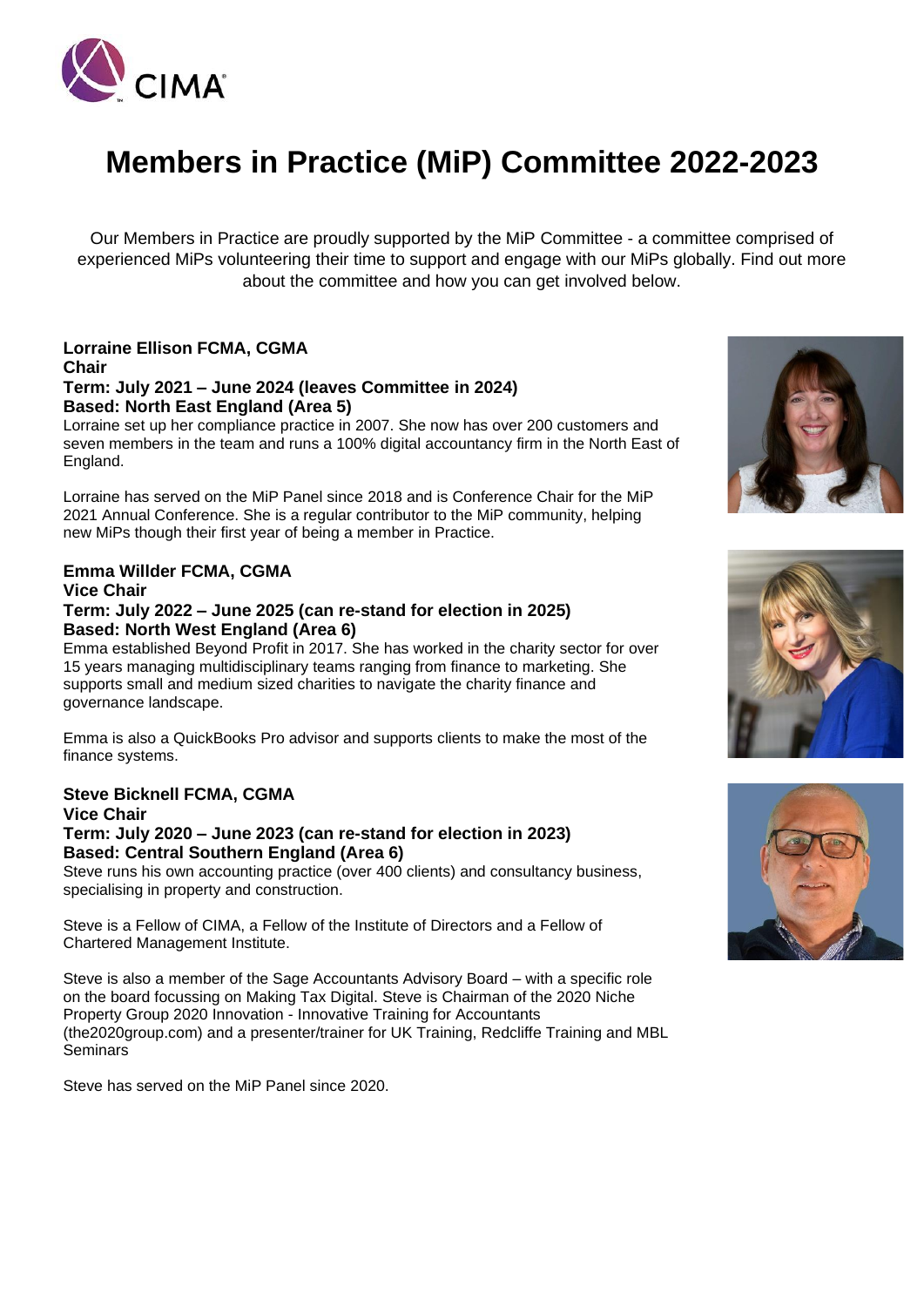# Members in Practice (MiP) Committee 2022-2023

Our Members in Practice are proudly supported by the MiP Committee - a committee comprised of experienced MiPs volunteering their time to support and engage with our MiPs globally. Find out more about the committee and how you can get involved below.

**Lorraine Ellison FCMA, CGMA**
**Chair**
**Term: July 2021 – June 2024 (leaves Committee in 2024)**
**Based: North East England (Area 5)**

Lorraine set up her compliance practice in 2007. She now has over 200 customers and seven members in the team and runs a 100% digital accountancy firm in the North East of England.

Lorraine has served on the MiP Panel since 2018 and is Conference Chair for the MiP 2021 Annual Conference. She is a regular contributor to the MiP community, helping new MiPs though their first year of being a member in Practice.

**Emma Willder FCMA, CGMA**
**Vice Chair**
**Term: July 2022 – June 2025 (can re-stand for election in 2025)**
**Based: North West England (Area 6)**

Emma established Beyond Profit in 2017. She has worked in the charity sector for over 15 years managing multidisciplinary teams ranging from finance to marketing. She supports small and medium sized charities to navigate the charity finance and governance landscape.

Emma is also a QuickBooks Pro advisor and supports clients to make the most of the finance systems.

**Steve Bicknell FCMA, CGMA**
**Vice Chair**
**Term: July 2020 – June 2023 (can re-stand for election in 2023)**
**Based: Central Southern England (Area 6)**

Steve runs his own accounting practice (over 400 clients) and consultancy business, specialising in property and construction.

Steve is a Fellow of CIMA, a Fellow of the Institute of Directors and a Fellow of Chartered Management Institute.

Steve is also a member of the Sage Accountants Advisory Board – with a specific role on the board focussing on Making Tax Digital. Steve is Chairman of the 2020 Niche Property Group 2020 Innovation - Innovative Training for Accountants (the2020group.com) and a presenter/trainer for UK Training, Redcliffe Training and MBL Seminars

Steve has served on the MiP Panel since 2020.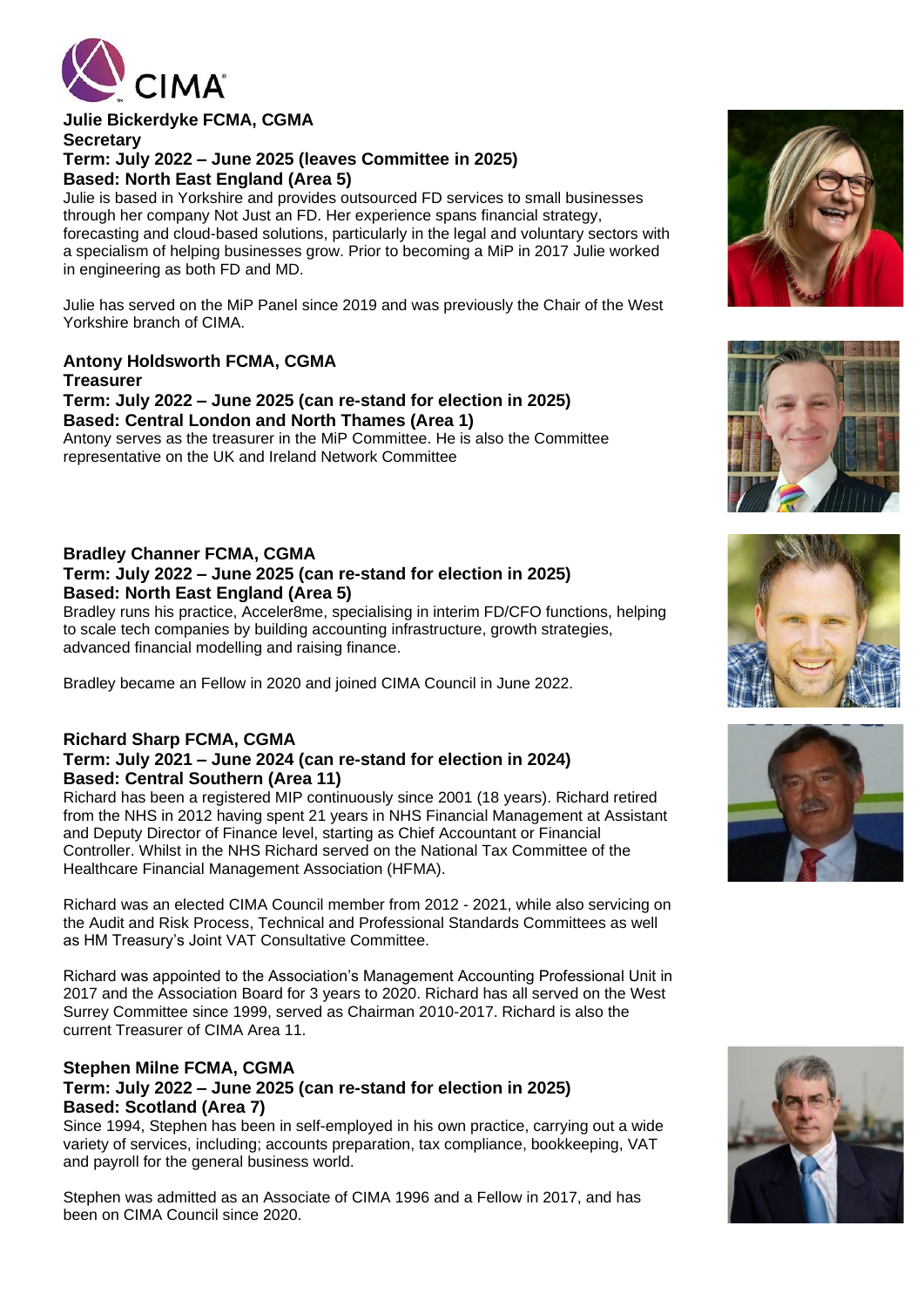### Julie Bickerdyke FCMA, CGMA
**Secretary**
**Term: July 2022 – June 2025 (leaves Committee in 2025)**
**Based: North East England (Area 5)**

Julie is based in Yorkshire and provides outsourced FD services to small businesses through her company Not Just an FD. Her experience spans financial strategy, forecasting and cloud-based solutions, particularly in the legal and voluntary sectors with a specialism of helping businesses grow. Prior to becoming a MiP in 2017 Julie worked in engineering as both FD and MD.

Julie has served on the MiP Panel since 2019 and was previously the Chair of the West Yorkshire branch of CIMA.

### Antony Holdsworth FCMA, CGMA
**Treasurer**
**Term: July 2022 – June 2025 (can re-stand for election in 2025)**
**Based: Central London and North Thames (Area 1)**

Antony serves as the treasurer in the MiP Committee. He is also the Committee representative on the UK and Ireland Network Committee

### Bradley Channer FCMA, CGMA
**Term: July 2022 – June 2025 (can re-stand for election in 2025)**
**Based: North East England (Area 5)**

Bradley runs his practice, Acceler8me, specialising in interim FD/CFO functions, helping to scale tech companies by building accounting infrastructure, growth strategies, advanced financial modelling and raising finance.

Bradley became an Fellow in 2020 and joined CIMA Council in June 2022.

### Richard Sharp FCMA, CGMA
**Term: July 2021 – June 2024 (can re-stand for election in 2024)**
**Based: Central Southern (Area 11)**

Richard has been a registered MIP continuously since 2001 (18 years). Richard retired from the NHS in 2012 having spent 21 years in NHS Financial Management at Assistant and Deputy Director of Finance level, starting as Chief Accountant or Financial Controller. Whilst in the NHS Richard served on the National Tax Committee of the Healthcare Financial Management Association (HFMA).

Richard was an elected CIMA Council member from 2012 - 2021, while also servicing on the Audit and Risk Process, Technical and Professional Standards Committees as well as HM Treasury's Joint VAT Consultative Committee.

Richard was appointed to the Association's Management Accounting Professional Unit in 2017 and the Association Board for 3 years to 2020. Richard has all served on the West Surrey Committee since 1999, served as Chairman 2010-2017. Richard is also the current Treasurer of CIMA Area 11.

### Stephen Milne FCMA, CGMA
**Term: July 2022 – June 2025 (can re-stand for election in 2025)**
**Based: Scotland (Area 7)**

Since 1994, Stephen has been in self-employed in his own practice, carrying out a wide variety of services, including; accounts preparation, tax compliance, bookkeeping, VAT and payroll for the general business world.

Stephen was admitted as an Associate of CIMA 1996 and a Fellow in 2017, and has been on CIMA Council since 2020.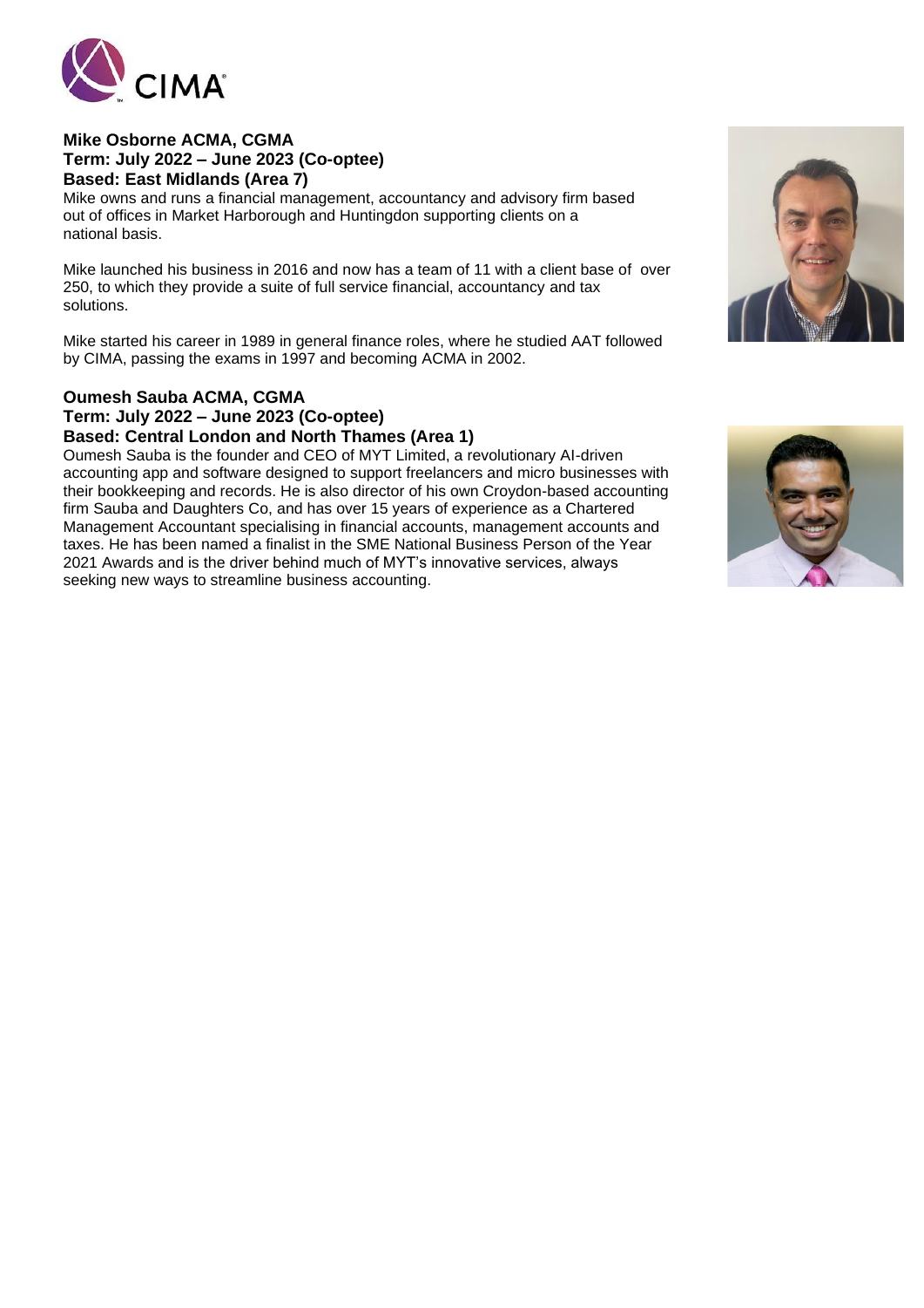### Mike Osborne ACMA, CGMA
**Term: July 2022 – June 2023 (Co-optee)**
**Based: East Midlands (Area 7)**

Mike owns and runs a financial management, accountancy and advisory firm based out of offices in Market Harborough and Huntingdon supporting clients on a national basis.

Mike launched his business in 2016 and now has a team of 11 with a client base of over 250, to which they provide a suite of full service financial, accountancy and tax solutions.

Mike started his career in 1989 in general finance roles, where he studied AAT followed by CIMA, passing the exams in 1997 and becoming ACMA in 2002.

### Oumesh Sauba ACMA, CGMA
**Term: July 2022 – June 2023 (Co-optee)**
**Based: Central London and North Thames (Area 1)**

Oumesh Sauba is the founder and CEO of MYT Limited, a revolutionary AI-driven accounting app and software designed to support freelancers and micro businesses with their bookkeeping and records. He is also director of his own Croydon-based accounting firm Sauba and Daughters Co, and has over 15 years of experience as a Chartered Management Accountant specialising in financial accounts, management accounts and taxes. He has been named a finalist in the SME National Business Person of the Year 2021 Awards and is the driver behind much of MYT's innovative services, always seeking new ways to streamline business accounting.